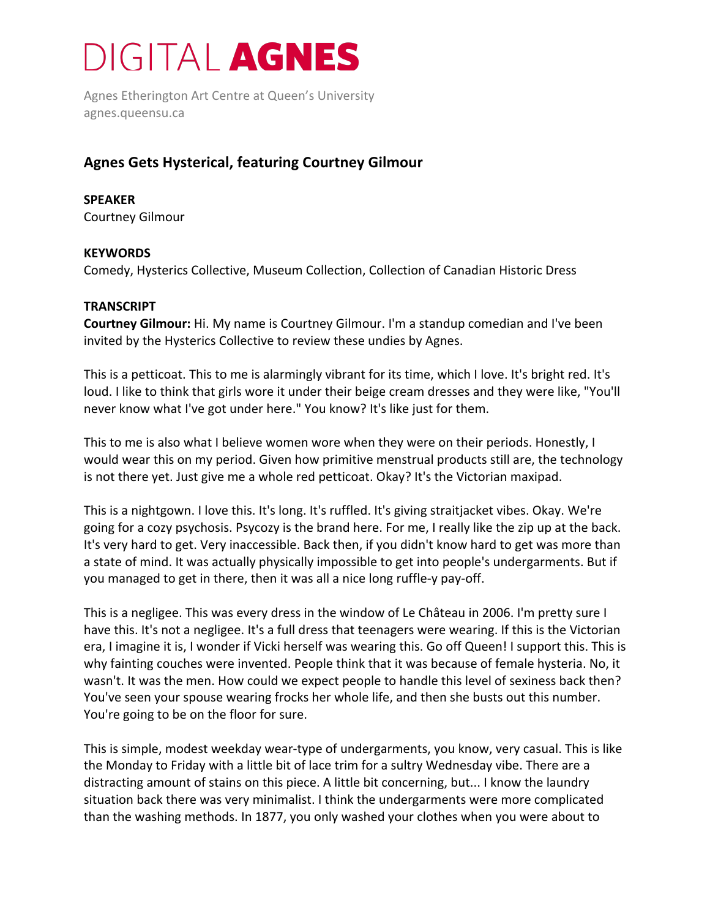# DIGITAL **AGNES**

Agnes Etherington Art Centre at Queen's University
agnes.queensu.ca

## Agnes Gets Hysterical, featuring Courtney Gilmour

**SPEAKER**
Courtney Gilmour

**KEYWORDS**
Comedy, Hysterics Collective, Museum Collection, Collection of Canadian Historic Dress

**TRANSCRIPT**

**Courtney Gilmour:** Hi. My name is Courtney Gilmour. I'm a standup comedian and I've been invited by the Hysterics Collective to review these undies by Agnes.

This is a petticoat. This to me is alarmingly vibrant for its time, which I love. It's bright red. It's loud. I like to think that girls wore it under their beige cream dresses and they were like, "You'll never know what I've got under here." You know? It's like just for them.

This to me is also what I believe women wore when they were on their periods. Honestly, I would wear this on my period. Given how primitive menstrual products still are, the technology is not there yet. Just give me a whole red petticoat. Okay? It's the Victorian maxipad.

This is a nightgown. I love this. It's long. It's ruffled. It's giving straitjacket vibes. Okay. We're going for a cozy psychosis. Psycozy is the brand here. For me, I really like the zip up at the back. It's very hard to get. Very inaccessible. Back then, if you didn't know hard to get was more than a state of mind. It was actually physically impossible to get into people's undergarments. But if you managed to get in there, then it was all a nice long ruffle-y pay-off.

This is a negligee. This was every dress in the window of Le Château in 2006. I'm pretty sure I have this. It's not a negligee. It's a full dress that teenagers were wearing. If this is the Victorian era, I imagine it is, I wonder if Vicki herself was wearing this. Go off Queen! I support this. This is why fainting couches were invented. People think that it was because of female hysteria. No, it wasn't. It was the men. How could we expect people to handle this level of sexiness back then? You've seen your spouse wearing frocks her whole life, and then she busts out this number. You're going to be on the floor for sure.

This is simple, modest weekday wear-type of undergarments, you know, very casual. This is like the Monday to Friday with a little bit of lace trim for a sultry Wednesday vibe. There are a distracting amount of stains on this piece. A little bit concerning, but... I know the laundry situation back there was very minimalist. I think the undergarments were more complicated than the washing methods. In 1877, you only washed your clothes when you were about to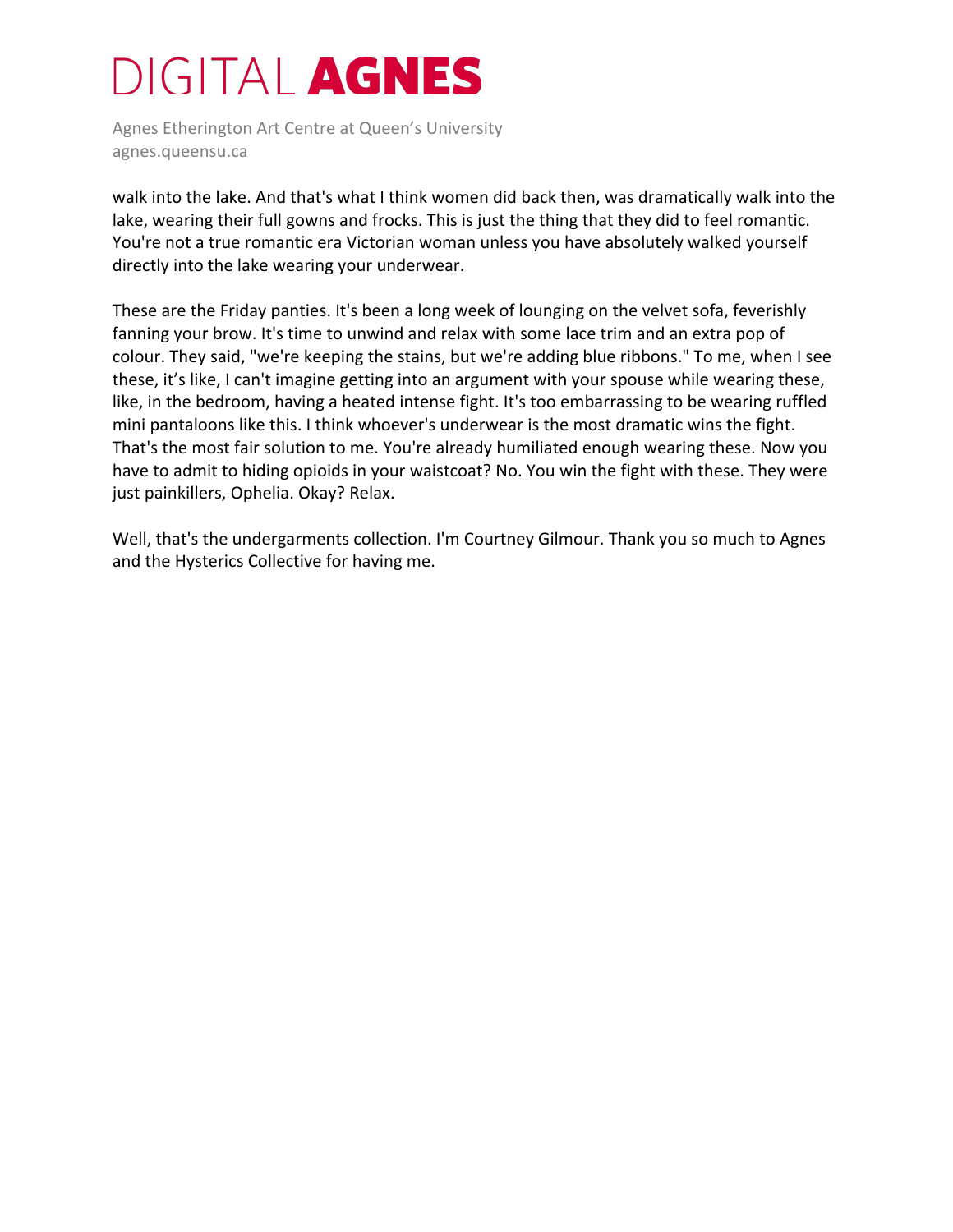walk into the lake. And that's what I think women did back then, was dramatically walk into the lake, wearing their full gowns and frocks. This is just the thing that they did to feel romantic. You're not a true romantic era Victorian woman unless you have absolutely walked yourself directly into the lake wearing your underwear.

These are the Friday panties. It's been a long week of lounging on the velvet sofa, feverishly fanning your brow. It's time to unwind and relax with some lace trim and an extra pop of colour. They said, "we're keeping the stains, but we're adding blue ribbons." To me, when I see these, it's like, I can't imagine getting into an argument with your spouse while wearing these, like, in the bedroom, having a heated intense fight. It's too embarrassing to be wearing ruffled mini pantaloons like this. I think whoever's underwear is the most dramatic wins the fight. That's the most fair solution to me. You're already humiliated enough wearing these. Now you have to admit to hiding opioids in your waistcoat? No. You win the fight with these. They were just painkillers, Ophelia. Okay? Relax.

Well, that's the undergarments collection. I'm Courtney Gilmour. Thank you so much to Agnes and the Hysterics Collective for having me.